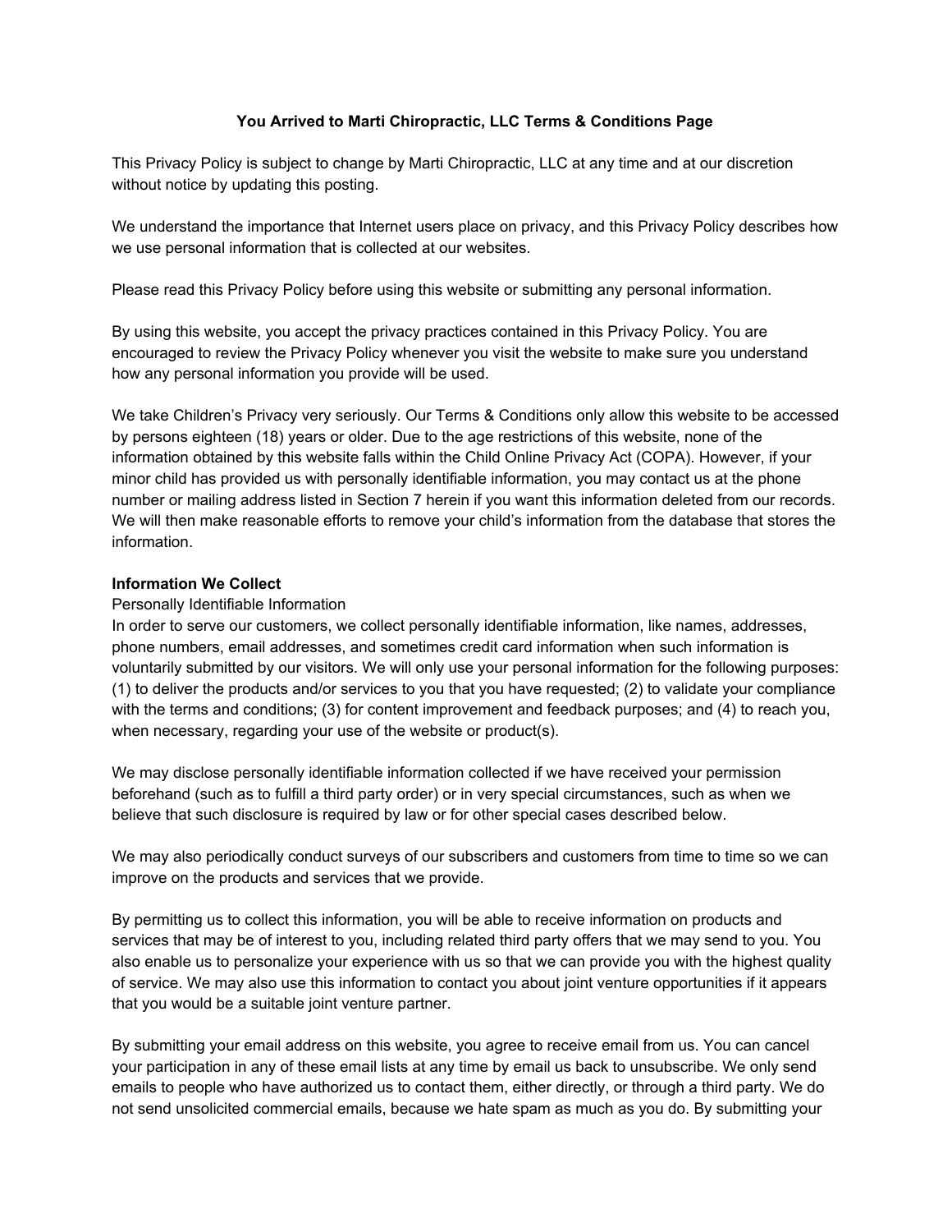# You Arrived to Marti Chiropractic, LLC Terms & Conditions Page

This Privacy Policy is subject to change by Marti Chiropractic, LLC at any time and at our discretion without notice by updating this posting.

We understand the importance that Internet users place on privacy, and this Privacy Policy describes how we use personal information that is collected at our websites.

Please read this Privacy Policy before using this website or submitting any personal information.

By using this website, you accept the privacy practices contained in this Privacy Policy. You are encouraged to review the Privacy Policy whenever you visit the website to make sure you understand how any personal information you provide will be used.

We take Children's Privacy very seriously. Our Terms & Conditions only allow this website to be accessed by persons eighteen (18) years or older. Due to the age restrictions of this website, none of the information obtained by this website falls within the Child Online Privacy Act (COPA). However, if your minor child has provided us with personally identifiable information, you may contact us at the phone number or mailing address listed in Section 7 herein if you want this information deleted from our records. We will then make reasonable efforts to remove your child's information from the database that stores the information.

**Information We Collect**

Personally Identifiable Information

In order to serve our customers, we collect personally identifiable information, like names, addresses, phone numbers, email addresses, and sometimes credit card information when such information is voluntarily submitted by our visitors. We will only use your personal information for the following purposes: (1) to deliver the products and/or services to you that you have requested; (2) to validate your compliance with the terms and conditions; (3) for content improvement and feedback purposes; and (4) to reach you, when necessary, regarding your use of the website or product(s).

We may disclose personally identifiable information collected if we have received your permission beforehand (such as to fulfill a third party order) or in very special circumstances, such as when we believe that such disclosure is required by law or for other special cases described below.

We may also periodically conduct surveys of our subscribers and customers from time to time so we can improve on the products and services that we provide.

By permitting us to collect this information, you will be able to receive information on products and services that may be of interest to you, including related third party offers that we may send to you. You also enable us to personalize your experience with us so that we can provide you with the highest quality of service. We may also use this information to contact you about joint venture opportunities if it appears that you would be a suitable joint venture partner.

By submitting your email address on this website, you agree to receive email from us. You can cancel your participation in any of these email lists at any time by email us back to unsubscribe. We only send emails to people who have authorized us to contact them, either directly, or through a third party. We do not send unsolicited commercial emails, because we hate spam as much as you do. By submitting your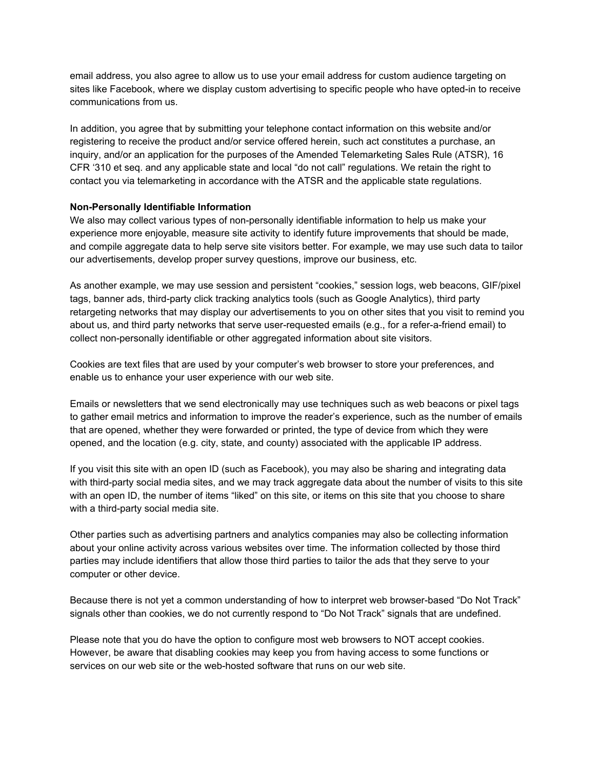email address, you also agree to allow us to use your email address for custom audience targeting on sites like Facebook, where we display custom advertising to specific people who have opted-in to receive communications from us.

In addition, you agree that by submitting your telephone contact information on this website and/or registering to receive the product and/or service offered herein, such act constitutes a purchase, an inquiry, and/or an application for the purposes of the Amended Telemarketing Sales Rule (ATSR), 16 CFR '310 et seq. and any applicable state and local "do not call" regulations. We retain the right to contact you via telemarketing in accordance with the ATSR and the applicable state regulations.

**Non-Personally Identifiable Information**

We also may collect various types of non-personally identifiable information to help us make your experience more enjoyable, measure site activity to identify future improvements that should be made, and compile aggregate data to help serve site visitors better. For example, we may use such data to tailor our advertisements, develop proper survey questions, improve our business, etc.

As another example, we may use session and persistent "cookies," session logs, web beacons, GIF/pixel tags, banner ads, third-party click tracking analytics tools (such as Google Analytics), third party retargeting networks that may display our advertisements to you on other sites that you visit to remind you about us, and third party networks that serve user-requested emails (e.g., for a refer-a-friend email) to collect non-personally identifiable or other aggregated information about site visitors.

Cookies are text files that are used by your computer's web browser to store your preferences, and enable us to enhance your user experience with our web site.

Emails or newsletters that we send electronically may use techniques such as web beacons or pixel tags to gather email metrics and information to improve the reader's experience, such as the number of emails that are opened, whether they were forwarded or printed, the type of device from which they were opened, and the location (e.g. city, state, and county) associated with the applicable IP address.

If you visit this site with an open ID (such as Facebook), you may also be sharing and integrating data with third-party social media sites, and we may track aggregate data about the number of visits to this site with an open ID, the number of items "liked" on this site, or items on this site that you choose to share with a third-party social media site.

Other parties such as advertising partners and analytics companies may also be collecting information about your online activity across various websites over time. The information collected by those third parties may include identifiers that allow those third parties to tailor the ads that they serve to your computer or other device.

Because there is not yet a common understanding of how to interpret web browser-based "Do Not Track" signals other than cookies, we do not currently respond to "Do Not Track" signals that are undefined.

Please note that you do have the option to configure most web browsers to NOT accept cookies. However, be aware that disabling cookies may keep you from having access to some functions or services on our web site or the web-hosted software that runs on our web site.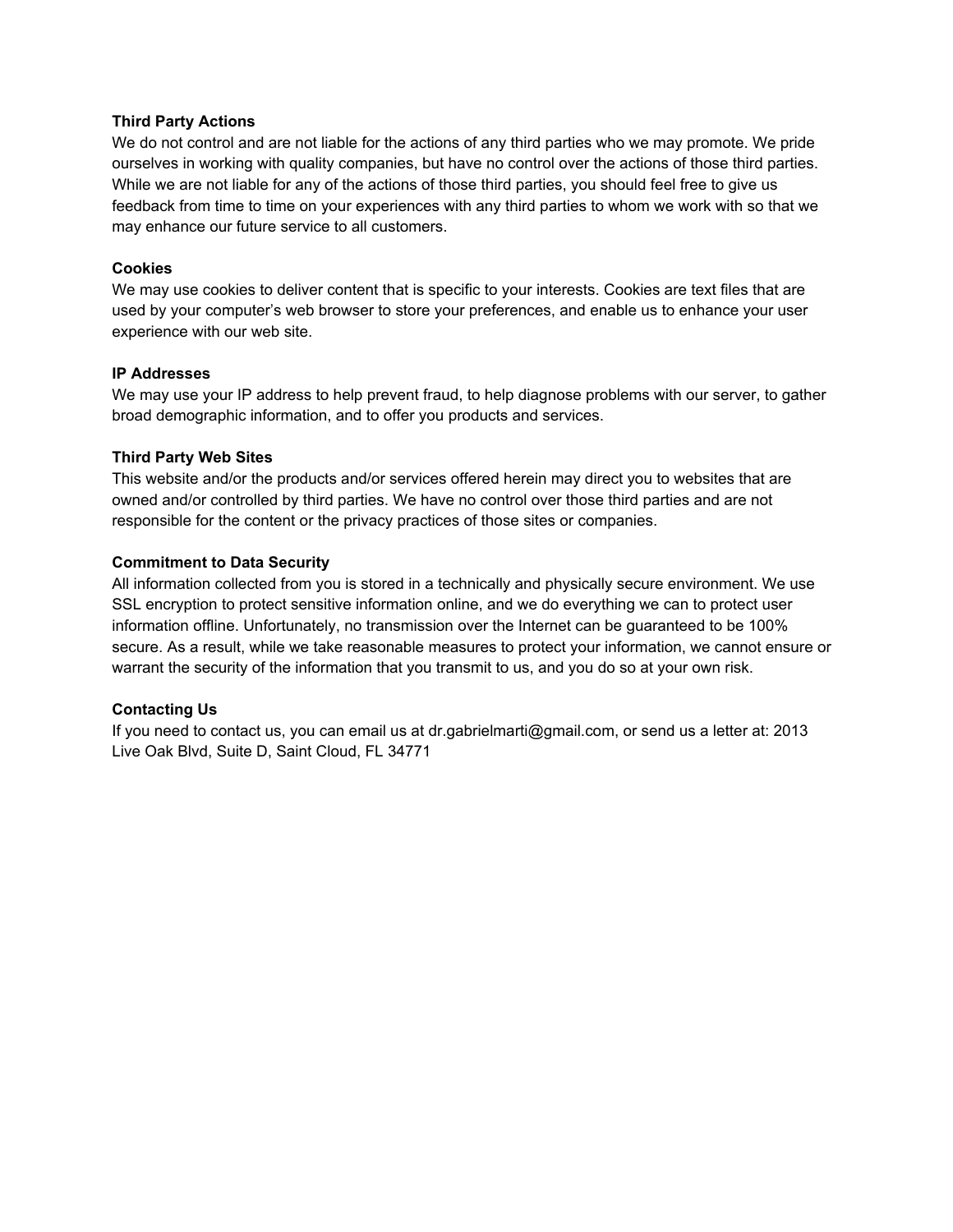**Third Party Actions**
We do not control and are not liable for the actions of any third parties who we may promote. We pride ourselves in working with quality companies, but have no control over the actions of those third parties. While we are not liable for any of the actions of those third parties, you should feel free to give us feedback from time to time on your experiences with any third parties to whom we work with so that we may enhance our future service to all customers.

**Cookies**
We may use cookies to deliver content that is specific to your interests. Cookies are text files that are used by your computer's web browser to store your preferences, and enable us to enhance your user experience with our web site.

**IP Addresses**
We may use your IP address to help prevent fraud, to help diagnose problems with our server, to gather broad demographic information, and to offer you products and services.

**Third Party Web Sites**
This website and/or the products and/or services offered herein may direct you to websites that are owned and/or controlled by third parties. We have no control over those third parties and are not responsible for the content or the privacy practices of those sites or companies.

**Commitment to Data Security**
All information collected from you is stored in a technically and physically secure environment. We use SSL encryption to protect sensitive information online, and we do everything we can to protect user information offline. Unfortunately, no transmission over the Internet can be guaranteed to be 100% secure. As a result, while we take reasonable measures to protect your information, we cannot ensure or warrant the security of the information that you transmit to us, and you do so at your own risk.

**Contacting Us**
If you need to contact us, you can email us at dr.gabrielmarti@gmail.com, or send us a letter at: 2013 Live Oak Blvd, Suite D, Saint Cloud, FL 34771